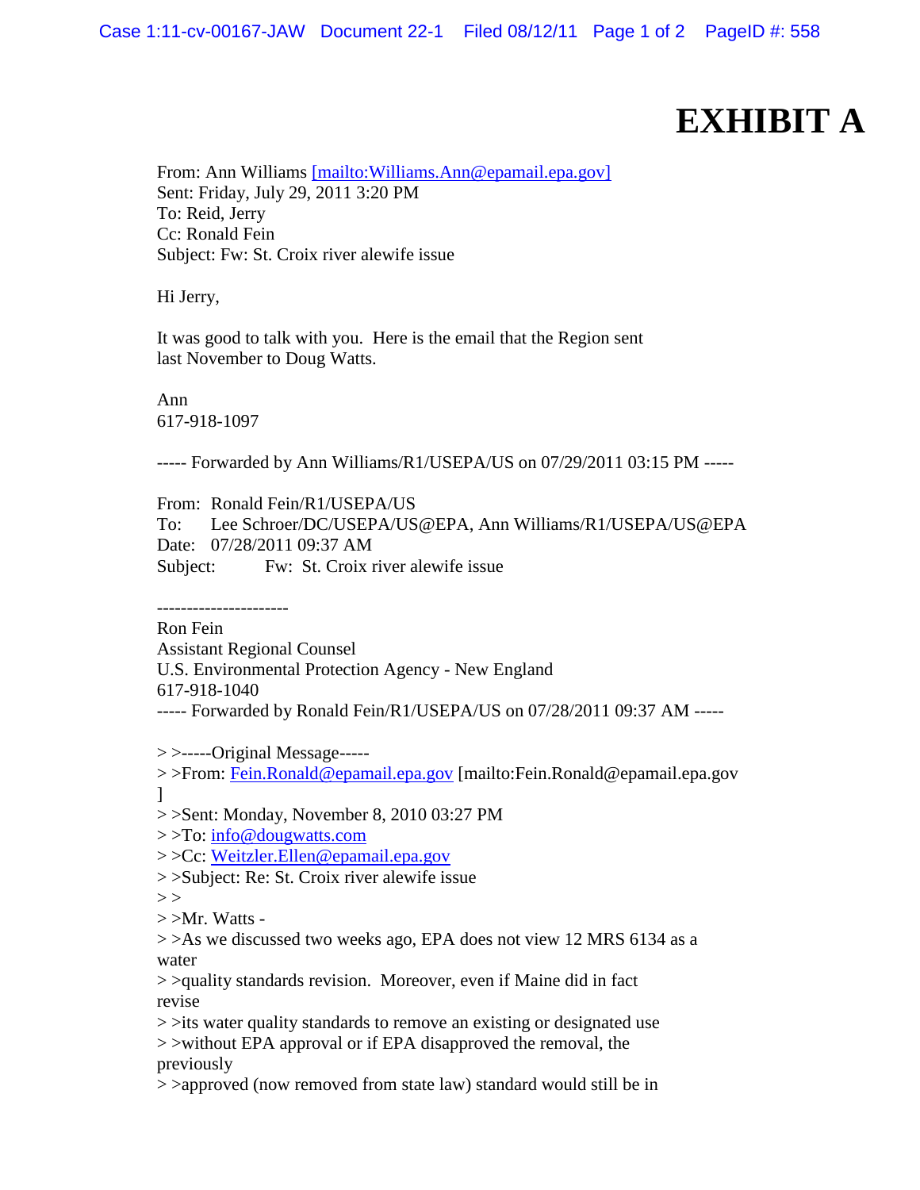# EXHIBIT A

From: Ann Williams [mailto:Williams.Ann@epamail.epa.gov]
Sent: Friday, July 29, 2011 3:20 PM
To: Reid, Jerry
Cc: Ronald Fein
Subject: Fw: St. Croix river alewife issue

Hi Jerry,

It was good to talk with you. Here is the email that the Region sent last November to Doug Watts.

Ann
617-918-1097

----- Forwarded by Ann Williams/R1/USEPA/US on 07/29/2011 03:15 PM -----

From: Ronald Fein/R1/USEPA/US
To: Lee Schroer/DC/USEPA/US@EPA, Ann Williams/R1/USEPA/US@EPA
Date: 07/28/2011 09:37 AM
Subject: Fw: St. Croix river alewife issue

----------------------
Ron Fein
Assistant Regional Counsel
U.S. Environmental Protection Agency - New England
617-918-1040
----- Forwarded by Ronald Fein/R1/USEPA/US on 07/28/2011 09:37 AM -----

> >-----Original Message-----
> >From: Fein.Ronald@epamail.epa.gov [mailto:Fein.Ronald@epamail.epa.gov
]
> >Sent: Monday, November 8, 2010 03:27 PM
> >To: info@dougwatts.com
> >Cc: Weitzler.Ellen@epamail.epa.gov
> >Subject: Re: St. Croix river alewife issue
> >
> >Mr. Watts -
> >As we discussed two weeks ago, EPA does not view 12 MRS 6134 as a water
> >quality standards revision. Moreover, even if Maine did in fact revise
> >its water quality standards to remove an existing or designated use
> >without EPA approval or if EPA disapproved the removal, the previously
> >approved (now removed from state law) standard would still be in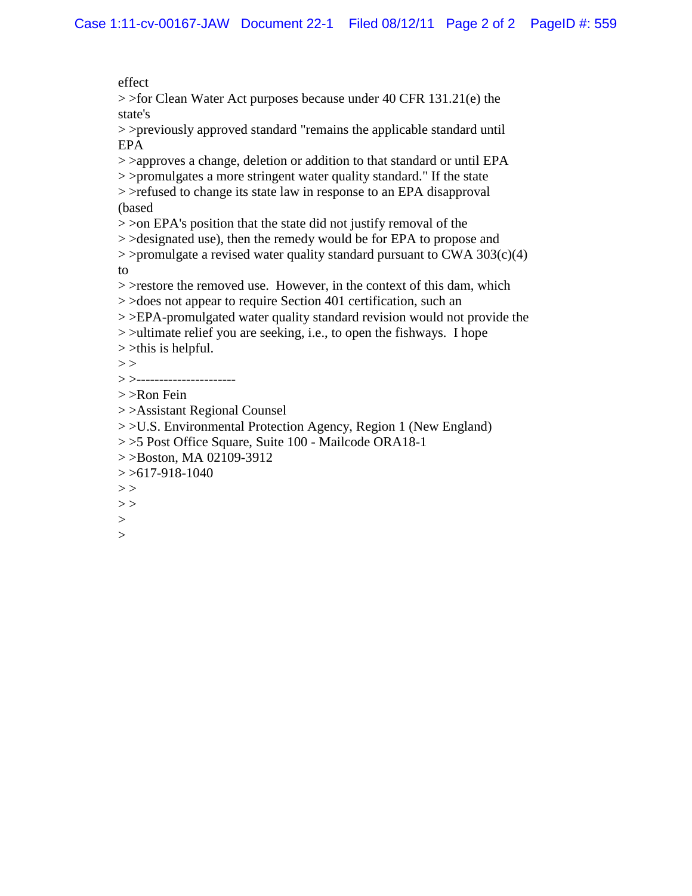effect
> >for Clean Water Act purposes because under 40 CFR 131.21(e) the
state's
> >previously approved standard "remains the applicable standard until
EPA
> >approves a change, deletion or addition to that standard or until EPA
> >promulgates a more stringent water quality standard." If the state
> >refused to change its state law in response to an EPA disapproval
(based
> >on EPA's position that the state did not justify removal of the
> >designated use), then the remedy would be for EPA to propose and
> >promulgate a revised water quality standard pursuant to CWA 303(c)(4)
to
> >restore the removed use.  However, in the context of this dam, which
> >does not appear to require Section 401 certification, such an
> >EPA-promulgated water quality standard revision would not provide the
> >ultimate relief you are seeking, i.e., to open the fishways.  I hope
> >this is helpful.
> >
> >----------------------
> >Ron Fein
> >Assistant Regional Counsel
> >U.S. Environmental Protection Agency, Region 1 (New England)
> >5 Post Office Square, Suite 100 - Mailcode ORA18-1
> >Boston, MA 02109-3912
> >617-918-1040
> >
> >
>
>